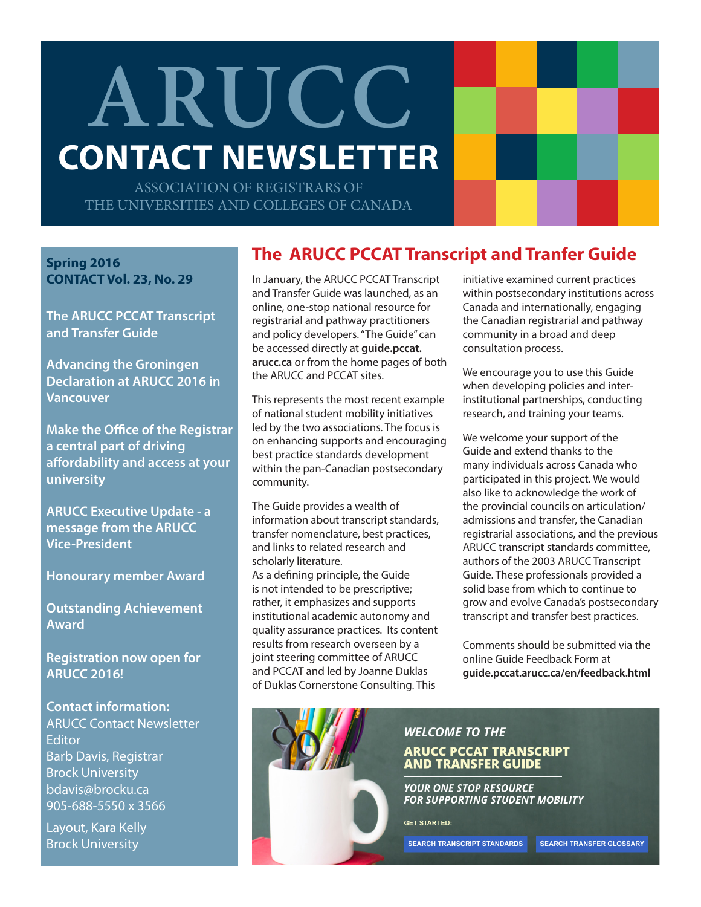# ARUCC

# CONTACT NEWSLETTER

ASSOCIATION OF REGISTRARS OF THE UNIVERSITIES AND COLLEGES OF CANADA

**Spring 2016**
**CONTACT Vol. 23, No. 29**

**The ARUCC PCCAT Transcript and Transfer Guide**

**Advancing the Groningen Declaration at ARUCC 2016 in Vancouver**

**Make the Office of the Registrar a central part of driving affordability and access at your university**

**ARUCC Executive Update - a message from the ARUCC Vice-President**

**Honourary member Award**

**Outstanding Achievement Award**

**Registration now open for ARUCC 2016!**

**Contact information:**
ARUCC Contact Newsletter Editor
Barb Davis, Registrar
Brock University
bdavis@brocku.ca
905-688-5550 x 3566

Layout, Kara Kelly
Brock University

## The ARUCC PCCAT Transcript and Tranfer Guide

In January, the ARUCC PCCAT Transcript and Transfer Guide was launched, as an online, one-stop national resource for registrarial and pathway practitioners and policy developers. "The Guide" can be accessed directly at **guide.pccat.arucc.ca** or from the home pages of both the ARUCC and PCCAT sites.

This represents the most recent example of national student mobility initiatives led by the two associations. The focus is on enhancing supports and encouraging best practice standards development within the pan-Canadian postsecondary community.

The Guide provides a wealth of information about transcript standards, transfer nomenclature, best practices, and links to related research and scholarly literature.
As a defining principle, the Guide is not intended to be prescriptive; rather, it emphasizes and supports institutional academic autonomy and quality assurance practices. Its content results from research overseen by a joint steering committee of ARUCC and PCCAT and led by Joanne Duklas of Duklas Cornerstone Consulting. This initiative examined current practices within postsecondary institutions across Canada and internationally, engaging the Canadian registrarial and pathway community in a broad and deep consultation process.

We encourage you to use this Guide when developing policies and inter-institutional partnerships, conducting research, and training your teams.

We welcome your support of the Guide and extend thanks to the many individuals across Canada who participated in this project. We would also like to acknowledge the work of the provincial councils on articulation/admissions and transfer, the Canadian registrarial associations, and the previous ARUCC transcript standards committee, authors of the 2003 ARUCC Transcript Guide. These professionals provided a solid base from which to continue to grow and evolve Canada's postsecondary transcript and transfer best practices.

Comments should be submitted via the online Guide Feedback Form at **guide.pccat.arucc.ca/en/feedback.html**

*WELCOME TO THE*
**ARUCC PCCAT TRANSCRIPT AND TRANSFER GUIDE**
*YOUR ONE STOP RESOURCE FOR SUPPORTING STUDENT MOBILITY*
GET STARTED:
SEARCH TRANSCRIPT STANDARDS | SEARCH TRANSFER GLOSSARY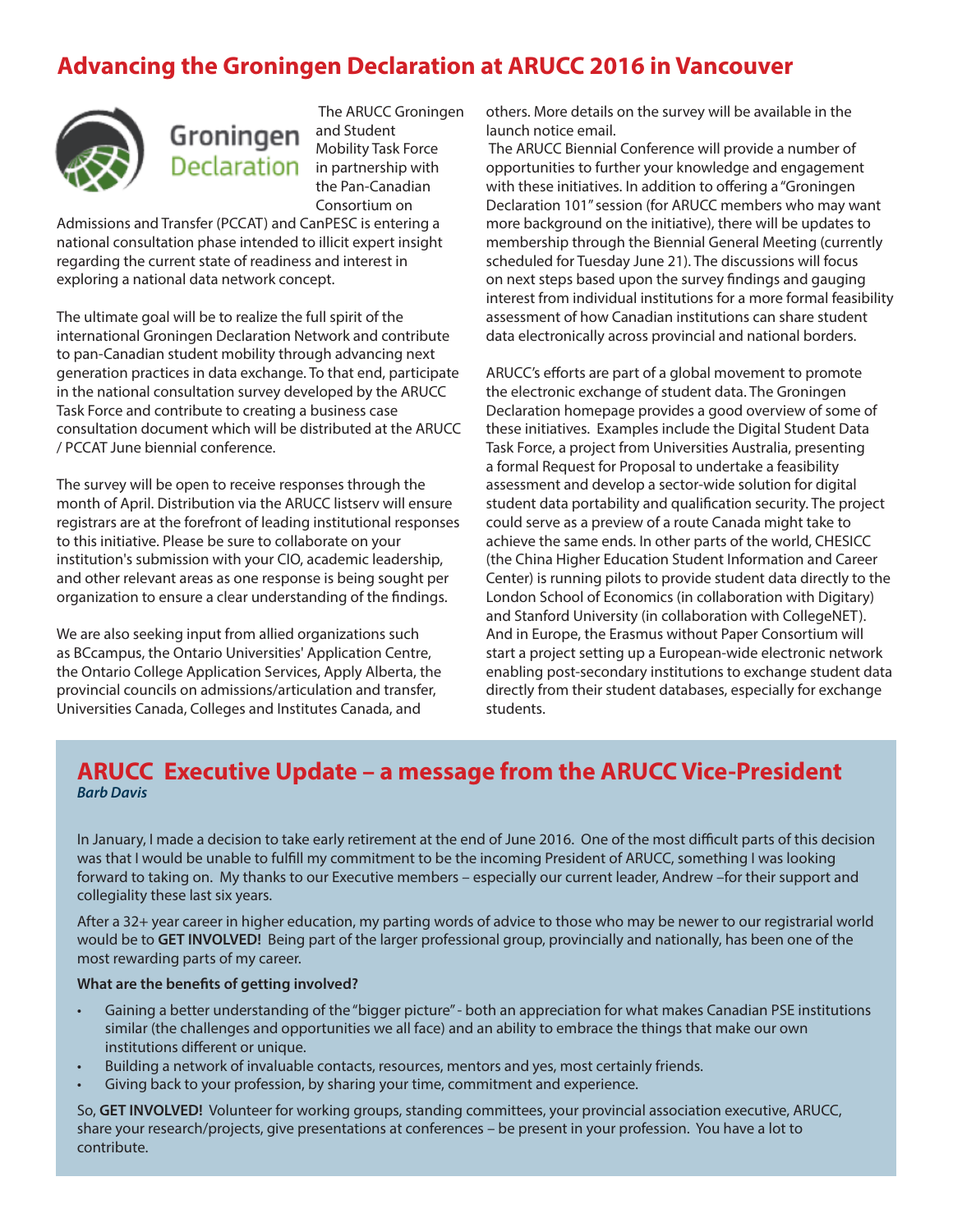## Advancing the Groningen Declaration at ARUCC 2016 in Vancouver

The ARUCC Groningen and Student Mobility Task Force in partnership with the Pan-Canadian Consortium on Admissions and Transfer (PCCAT) and CanPESC is entering a national consultation phase intended to illicit expert insight regarding the current state of readiness and interest in exploring a national data network concept.

The ultimate goal will be to realize the full spirit of the international Groningen Declaration Network and contribute to pan-Canadian student mobility through advancing next generation practices in data exchange. To that end, participate in the national consultation survey developed by the ARUCC Task Force and contribute to creating a business case consultation document which will be distributed at the ARUCC / PCCAT June biennial conference.

The survey will be open to receive responses through the month of April. Distribution via the ARUCC listserv will ensure registrars are at the forefront of leading institutional responses to this initiative. Please be sure to collaborate on your institution's submission with your CIO, academic leadership, and other relevant areas as one response is being sought per organization to ensure a clear understanding of the findings.

We are also seeking input from allied organizations such as BCcampus, the Ontario Universities' Application Centre, the Ontario College Application Services, Apply Alberta, the provincial councils on admissions/articulation and transfer, Universities Canada, Colleges and Institutes Canada, and others. More details on the survey will be available in the launch notice email.

The ARUCC Biennial Conference will provide a number of opportunities to further your knowledge and engagement with these initiatives. In addition to offering a "Groningen Declaration 101" session (for ARUCC members who may want more background on the initiative), there will be updates to membership through the Biennial General Meeting (currently scheduled for Tuesday June 21). The discussions will focus on next steps based upon the survey findings and gauging interest from individual institutions for a more formal feasibility assessment of how Canadian institutions can share student data electronically across provincial and national borders.

ARUCC's efforts are part of a global movement to promote the electronic exchange of student data. The Groningen Declaration homepage provides a good overview of some of these initiatives. Examples include the Digital Student Data Task Force, a project from Universities Australia, presenting a formal Request for Proposal to undertake a feasibility assessment and develop a sector-wide solution for digital student data portability and qualification security. The project could serve as a preview of a route Canada might take to achieve the same ends. In other parts of the world, CHESICC (the China Higher Education Student Information and Career Center) is running pilots to provide student data directly to the London School of Economics (in collaboration with Digitary) and Stanford University (in collaboration with CollegeNET). And in Europe, the Erasmus without Paper Consortium will start a project setting up a European-wide electronic network enabling post-secondary institutions to exchange student data directly from their student databases, especially for exchange students.

## ARUCC Executive Update – a message from the ARUCC Vice-President

***Barb Davis***

In January, I made a decision to take early retirement at the end of June 2016. One of the most difficult parts of this decision was that I would be unable to fulfill my commitment to be the incoming President of ARUCC, something I was looking forward to taking on. My thanks to our Executive members – especially our current leader, Andrew –for their support and collegiality these last six years.

After a 32+ year career in higher education, my parting words of advice to those who may be newer to our registrarial world would be to **GET INVOLVED!** Being part of the larger professional group, provincially and nationally, has been one of the most rewarding parts of my career.

**What are the benefits of getting involved?**

- Gaining a better understanding of the "bigger picture" - both an appreciation for what makes Canadian PSE institutions similar (the challenges and opportunities we all face) and an ability to embrace the things that make our own institutions different or unique.
- Building a network of invaluable contacts, resources, mentors and yes, most certainly friends.
- Giving back to your profession, by sharing your time, commitment and experience.

So, **GET INVOLVED!** Volunteer for working groups, standing committees, your provincial association executive, ARUCC, share your research/projects, give presentations at conferences – be present in your profession. You have a lot to contribute.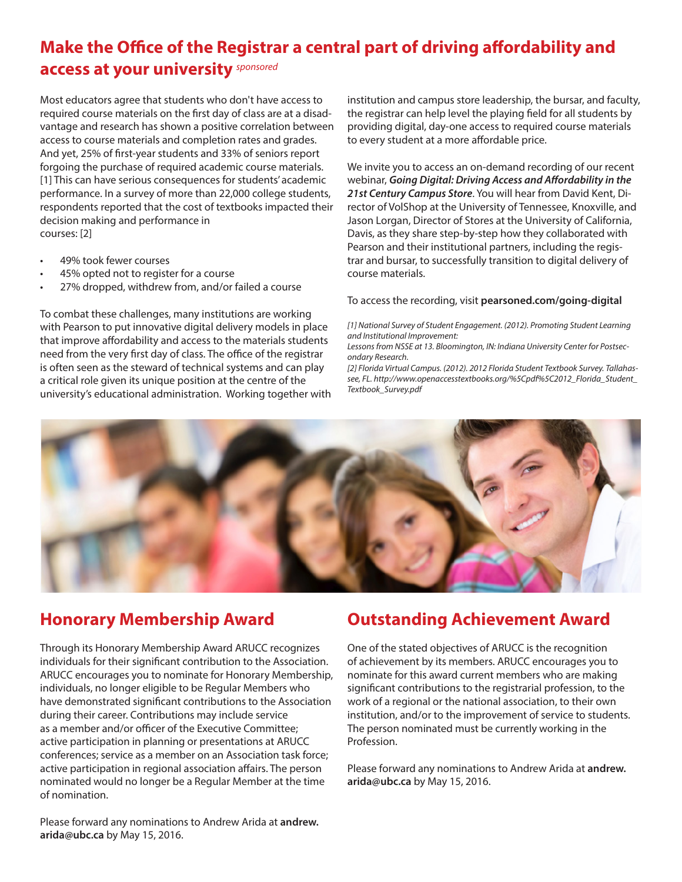## Make the Office of the Registrar a central part of driving affordability and access at your university *sponsored*

Most educators agree that students who don't have access to required course materials on the first day of class are at a disadvantage and research has shown a positive correlation between access to course materials and completion rates and grades. And yet, 25% of first-year students and 33% of seniors report forgoing the purchase of required academic course materials. [1] This can have serious consequences for students' academic performance. In a survey of more than 22,000 college students, respondents reported that the cost of textbooks impacted their decision making and performance in courses: [2]

- 49% took fewer courses
- 45% opted not to register for a course
- 27% dropped, withdrew from, and/or failed a course

To combat these challenges, many institutions are working with Pearson to put innovative digital delivery models in place that improve affordability and access to the materials students need from the very first day of class. The office of the registrar is often seen as the steward of technical systems and can play a critical role given its unique position at the centre of the university's educational administration. Working together with institution and campus store leadership, the bursar, and faculty, the registrar can help level the playing field for all students by providing digital, day-one access to required course materials to every student at a more affordable price.

We invite you to access an on-demand recording of our recent webinar, ***Going Digital: Driving Access and Affordability in the 21st Century Campus Store***. You will hear from David Kent, Director of VolShop at the University of Tennessee, Knoxville, and Jason Lorgan, Director of Stores at the University of California, Davis, as they share step-by-step how they collaborated with Pearson and their institutional partners, including the registrar and bursar, to successfully transition to digital delivery of course materials.

To access the recording, visit **pearsoned.com/going-digital**

*[1] National Survey of Student Engagement. (2012). Promoting Student Learning and Institutional Improvement:*
*Lessons from NSSE at 13. Bloomington, IN: Indiana University Center for Postsecondary Research.*
*[2] Florida Virtual Campus. (2012). 2012 Florida Student Textbook Survey. Tallahassee, FL. http://www.openaccesstextbooks.org/%5Cpdf%5C2012_Florida_Student_Textbook_Survey.pdf*

## Honorary Membership Award

Through its Honorary Membership Award ARUCC recognizes individuals for their significant contribution to the Association. ARUCC encourages you to nominate for Honorary Membership, individuals, no longer eligible to be Regular Members who have demonstrated significant contributions to the Association during their career. Contributions may include service as a member and/or officer of the Executive Committee; active participation in planning or presentations at ARUCC conferences; service as a member on an Association task force; active participation in regional association affairs. The person nominated would no longer be a Regular Member at the time of nomination.

Please forward any nominations to Andrew Arida at **andrew.arida@ubc.ca** by May 15, 2016.

## Outstanding Achievement Award

One of the stated objectives of ARUCC is the recognition of achievement by its members. ARUCC encourages you to nominate for this award current members who are making significant contributions to the registrarial profession, to the work of a regional or the national association, to their own institution, and/or to the improvement of service to students. The person nominated must be currently working in the Profession.

Please forward any nominations to Andrew Arida at **andrew.arida@ubc.ca** by May 15, 2016.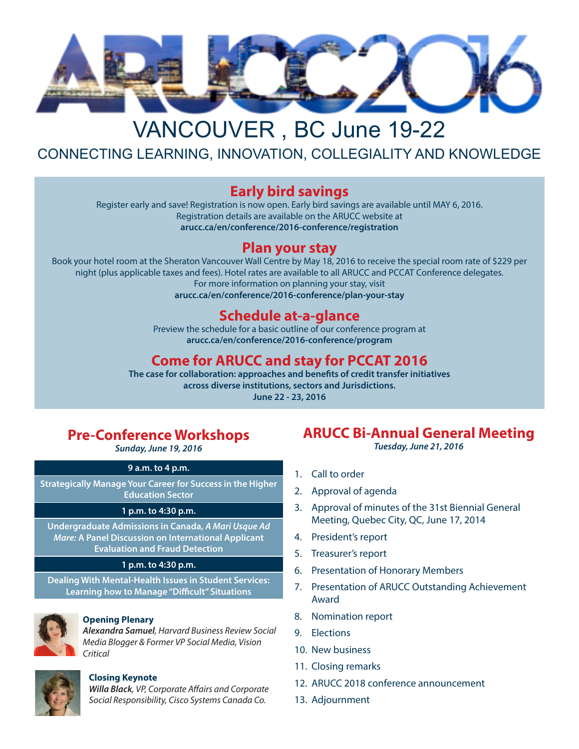# ARUCC2016

## VANCOUVER , BC June 19-22

CONNECTING LEARNING, INNOVATION, COLLEGIALITY AND KNOWLEDGE

## Early bird savings

Register early and save! Registration is now open. Early bird savings are available until MAY 6, 2016.
Registration details are available on the ARUCC website at
**arucc.ca/en/conference/2016-conference/registration**

## Plan your stay

Book your hotel room at the Sheraton Vancouver Wall Centre by May 18, 2016 to receive the special room rate of $229 per night (plus applicable taxes and fees). Hotel rates are available to all ARUCC and PCCAT Conference delegates.
For more information on planning your stay, visit
**arucc.ca/en/conference/2016-conference/plan-your-stay**

## Schedule at-a-glance

Preview the schedule for a basic outline of our conference program at
**arucc.ca/en/conference/2016-conference/program**

## Come for ARUCC and stay for PCCAT 2016

**The case for collaboration: approaches and benefits of credit transfer initiatives across diverse institutions, sectors and Jurisdictions.**
**June 22 - 23, 2016**

## Pre-Conference Workshops

***Sunday, June 19, 2016***

**9 a.m. to 4 p.m.**

**Strategically Manage Your Career for Success in the Higher Education Sector**

**1 p.m. to 4:30 p.m.**

**Undergraduate Admissions in Canada, *A Mari Usque Ad Mare:* A Panel Discussion on International Applicant Evaluation and Fraud Detection**

**1 p.m. to 4:30 p.m.**

**Dealing With Mental-Health Issues in Student Services: Learning how to Manage "Difficult" Situations**

**Opening Plenary**
***Alexandra Samuel****, Harvard Business Review Social Media Blogger & Former VP Social Media, Vision Critical*

**Closing Keynote**
***Willa Black****, VP, Corporate Affairs and Corporate Social Responsibility, Cisco Systems Canada Co.*

## ARUCC Bi-Annual General Meeting

***Tuesday, June 21, 2016***

1. Call to order
2. Approval of agenda
3. Approval of minutes of the 31st Biennial General Meeting, Quebec City, QC, June 17, 2014
4. President's report
5. Treasurer's report
6. Presentation of Honorary Members
7. Presentation of ARUCC Outstanding Achievement Award
8. Nomination report
9. Elections
10. New business
11. Closing remarks
12. ARUCC 2018 conference announcement
13. Adjournment